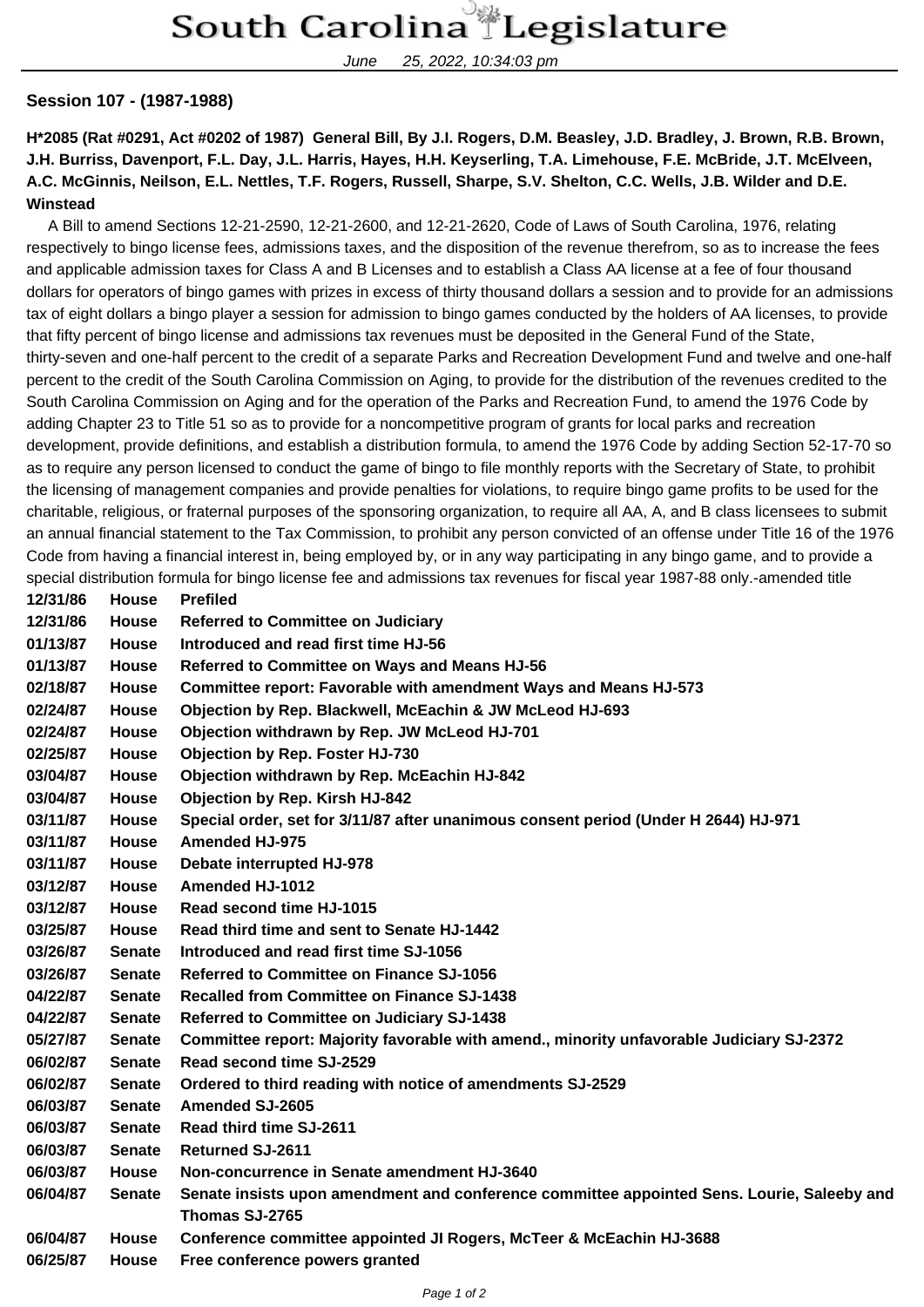# South Carolina Legislature

June 25, 2022, 10:34:03 pm

**Session 107 - (1987-1988)**

**H*2085 (Rat #0291, Act #0202 of 1987) General Bill, By J.I. Rogers, D.M. Beasley, J.D. Bradley, J. Brown, R.B. Brown, J.H. Burriss, Davenport, F.L. Day, J.L. Harris, Hayes, H.H. Keyserling, T.A. Limehouse, F.E. McBride, J.T. McElveen, A.C. McGinnis, Neilson, E.L. Nettles, T.F. Rogers, Russell, Sharpe, S.V. Shelton, C.C. Wells, J.B. Wilder and D.E. Winstead**

A Bill to amend Sections 12-21-2590, 12-21-2600, and 12-21-2620, Code of Laws of South Carolina, 1976, relating respectively to bingo license fees, admissions taxes, and the disposition of the revenue therefrom, so as to increase the fees and applicable admission taxes for Class A and B Licenses and to establish a Class AA license at a fee of four thousand dollars for operators of bingo games with prizes in excess of thirty thousand dollars a session and to provide for an admissions tax of eight dollars a bingo player a session for admission to bingo games conducted by the holders of AA licenses, to provide that fifty percent of bingo license and admissions tax revenues must be deposited in the General Fund of the State, thirty-seven and one-half percent to the credit of a separate Parks and Recreation Development Fund and twelve and one-half percent to the credit of the South Carolina Commission on Aging, to provide for the distribution of the revenues credited to the South Carolina Commission on Aging and for the operation of the Parks and Recreation Fund, to amend the 1976 Code by adding Chapter 23 to Title 51 so as to provide for a noncompetitive program of grants for local parks and recreation development, provide definitions, and establish a distribution formula, to amend the 1976 Code by adding Section 52-17-70 so as to require any person licensed to conduct the game of bingo to file monthly reports with the Secretary of State, to prohibit the licensing of management companies and provide penalties for violations, to require bingo game profits to be used for the charitable, religious, or fraternal purposes of the sponsoring organization, to require all AA, A, and B class licensees to submit an annual financial statement to the Tax Commission, to prohibit any person convicted of an offense under Title 16 of the 1976 Code from having a financial interest in, being employed by, or in any way participating in any bingo game, and to provide a special distribution formula for bingo license fee and admissions tax revenues for fiscal year 1987-88 only.-amended title

| | | |
|---|---|---|
| **12/31/86** | **House** | **Prefiled** |
| **12/31/86** | **House** | **Referred to Committee on Judiciary** |
| **01/13/87** | **House** | **Introduced and read first time HJ-56** |
| **01/13/87** | **House** | **Referred to Committee on Ways and Means HJ-56** |
| **02/18/87** | **House** | **Committee report: Favorable with amendment Ways and Means HJ-573** |
| **02/24/87** | **House** | **Objection by Rep. Blackwell, McEachin & JW McLeod HJ-693** |
| **02/24/87** | **House** | **Objection withdrawn by Rep. JW McLeod HJ-701** |
| **02/25/87** | **House** | **Objection by Rep. Foster HJ-730** |
| **03/04/87** | **House** | **Objection withdrawn by Rep. McEachin HJ-842** |
| **03/04/87** | **House** | **Objection by Rep. Kirsh HJ-842** |
| **03/11/87** | **House** | **Special order, set for 3/11/87 after unanimous consent period (Under H 2644) HJ-971** |
| **03/11/87** | **House** | **Amended HJ-975** |
| **03/11/87** | **House** | **Debate interrupted HJ-978** |
| **03/12/87** | **House** | **Amended HJ-1012** |
| **03/12/87** | **House** | **Read second time HJ-1015** |
| **03/25/87** | **House** | **Read third time and sent to Senate HJ-1442** |
| **03/26/87** | **Senate** | **Introduced and read first time SJ-1056** |
| **03/26/87** | **Senate** | **Referred to Committee on Finance SJ-1056** |
| **04/22/87** | **Senate** | **Recalled from Committee on Finance SJ-1438** |
| **04/22/87** | **Senate** | **Referred to Committee on Judiciary SJ-1438** |
| **05/27/87** | **Senate** | **Committee report: Majority favorable with amend., minority unfavorable Judiciary SJ-2372** |
| **06/02/87** | **Senate** | **Read second time SJ-2529** |
| **06/02/87** | **Senate** | **Ordered to third reading with notice of amendments SJ-2529** |
| **06/03/87** | **Senate** | **Amended SJ-2605** |
| **06/03/87** | **Senate** | **Read third time SJ-2611** |
| **06/03/87** | **Senate** | **Returned SJ-2611** |
| **06/03/87** | **House** | **Non-concurrence in Senate amendment HJ-3640** |
| **06/04/87** | **Senate** | **Senate insists upon amendment and conference committee appointed Sens. Lourie, Saleeby and Thomas SJ-2765** |
| **06/04/87** | **House** | **Conference committee appointed JI Rogers, McTeer & McEachin HJ-3688** |
| **06/25/87** | **House** | **Free conference powers granted** |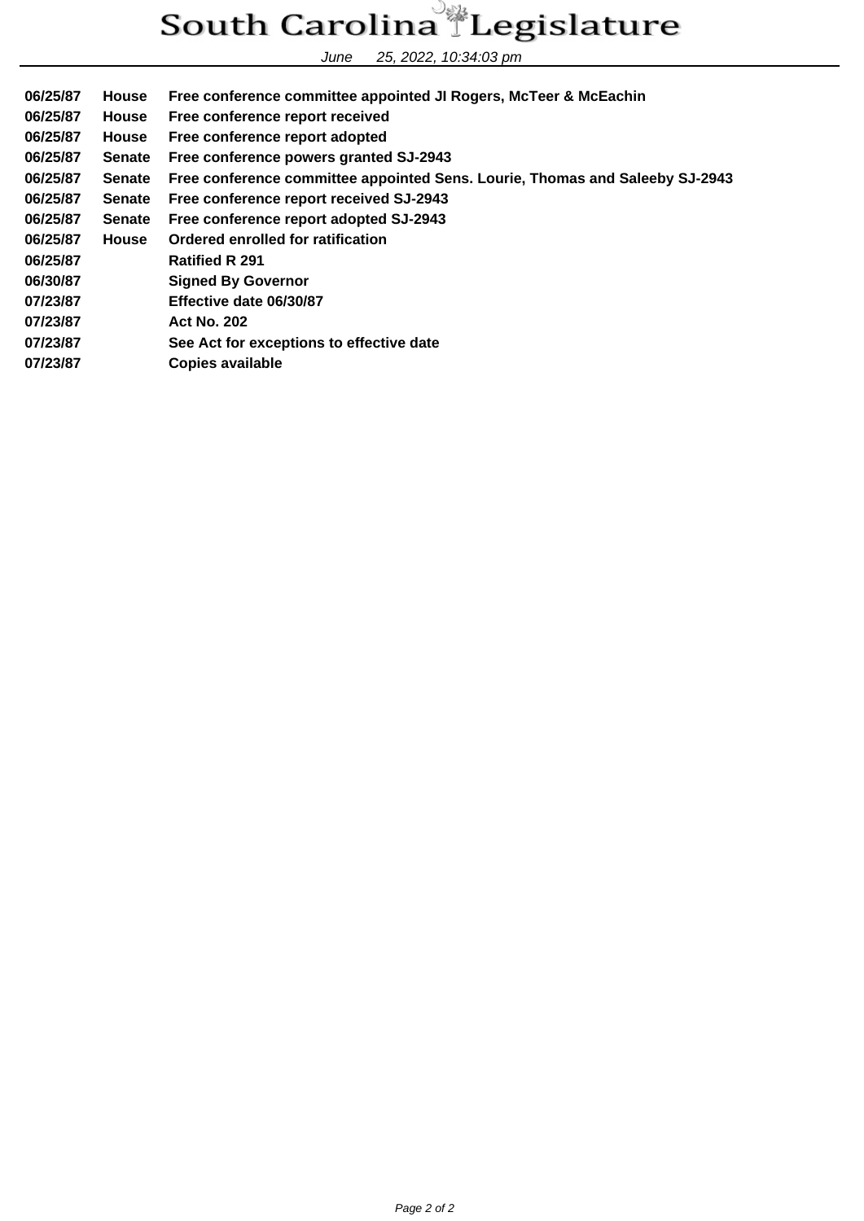| | | |
|---|---|---|
| 06/25/87 | House | Free conference committee appointed JI Rogers, McTeer & McEachin |
| 06/25/87 | House | Free conference report received |
| 06/25/87 | House | Free conference report adopted |
| 06/25/87 | Senate | Free conference powers granted SJ-2943 |
| 06/25/87 | Senate | Free conference committee appointed Sens. Lourie, Thomas and Saleeby SJ-2943 |
| 06/25/87 | Senate | Free conference report received SJ-2943 |
| 06/25/87 | Senate | Free conference report adopted SJ-2943 |
| 06/25/87 | House | Ordered enrolled for ratification |
| 06/25/87 | | Ratified R 291 |
| 06/30/87 | | Signed By Governor |
| 07/23/87 | | Effective date 06/30/87 |
| 07/23/87 | | Act No. 202 |
| 07/23/87 | | See Act for exceptions to effective date |
| 07/23/87 | | Copies available |